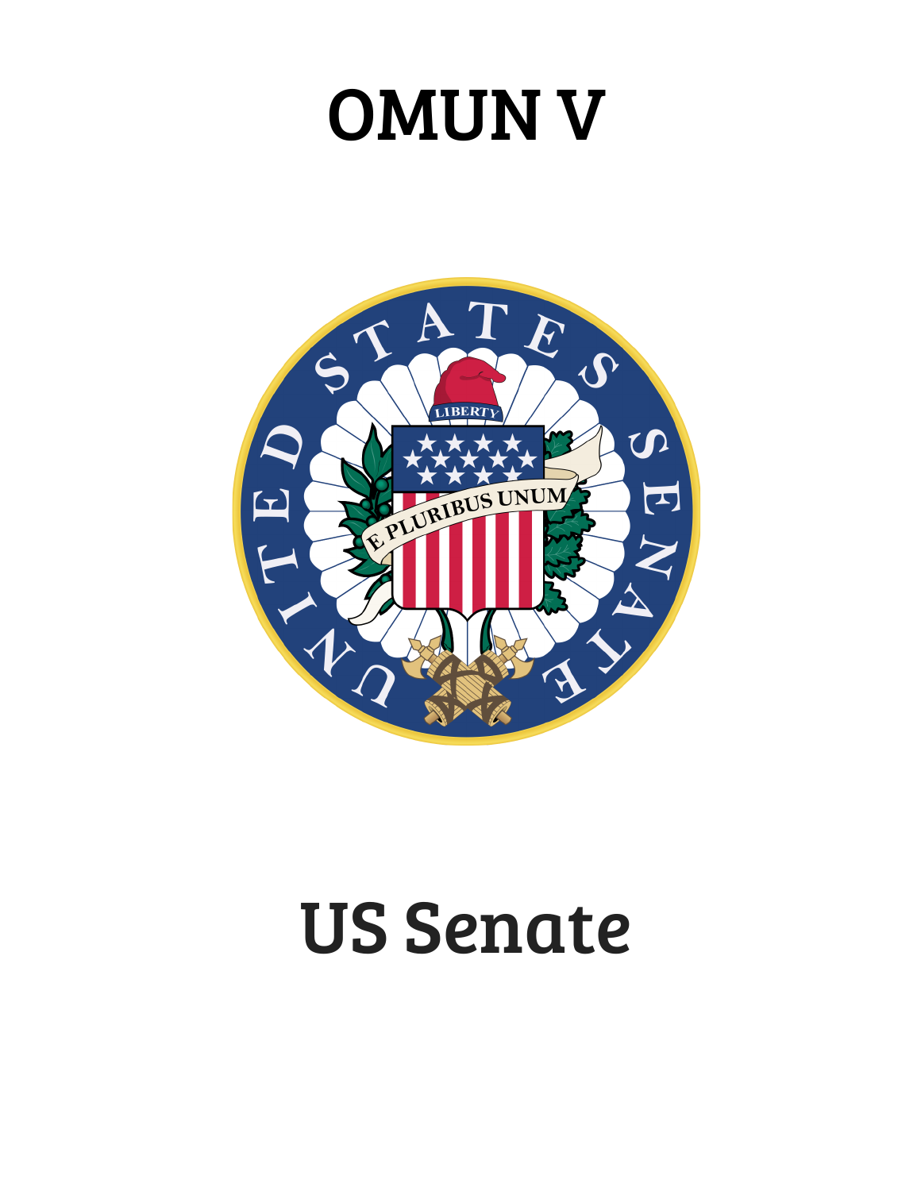# OMUN V

# US Senate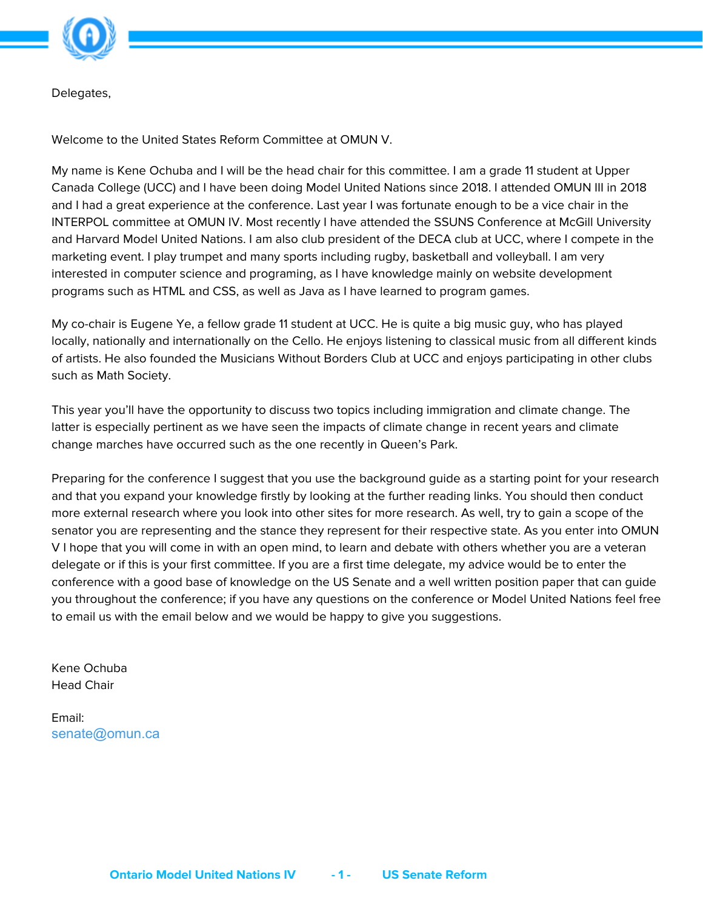Delegates,

Welcome to the United States Reform Committee at OMUN V.

My name is Kene Ochuba and I will be the head chair for this committee. I am a grade 11 student at Upper Canada College (UCC) and I have been doing Model United Nations since 2018. I attended OMUN III in 2018 and I had a great experience at the conference. Last year I was fortunate enough to be a vice chair in the INTERPOL committee at OMUN IV. Most recently I have attended the SSUNS Conference at McGill University and Harvard Model United Nations. I am also club president of the DECA club at UCC, where I compete in the marketing event. I play trumpet and many sports including rugby, basketball and volleyball. I am very interested in computer science and programing, as I have knowledge mainly on website development programs such as HTML and CSS, as well as Java as I have learned to program games.

My co-chair is Eugene Ye, a fellow grade 11 student at UCC. He is quite a big music guy, who has played locally, nationally and internationally on the Cello. He enjoys listening to classical music from all different kinds of artists. He also founded the Musicians Without Borders Club at UCC and enjoys participating in other clubs such as Math Society.

This year you'll have the opportunity to discuss two topics including immigration and climate change. The latter is especially pertinent as we have seen the impacts of climate change in recent years and climate change marches have occurred such as the one recently in Queen's Park.

Preparing for the conference I suggest that you use the background guide as a starting point for your research and that you expand your knowledge firstly by looking at the further reading links. You should then conduct more external research where you look into other sites for more research. As well, try to gain a scope of the senator you are representing and the stance they represent for their respective state. As you enter into OMUN V I hope that you will come in with an open mind, to learn and debate with others whether you are a veteran delegate or if this is your first committee. If you are a first time delegate, my advice would be to enter the conference with a good base of knowledge on the US Senate and a well written position paper that can guide you throughout the conference; if you have any questions on the conference or Model United Nations feel free to email us with the email below and we would be happy to give you suggestions.

Kene Ochuba
Head Chair

Email:
senate@omun.ca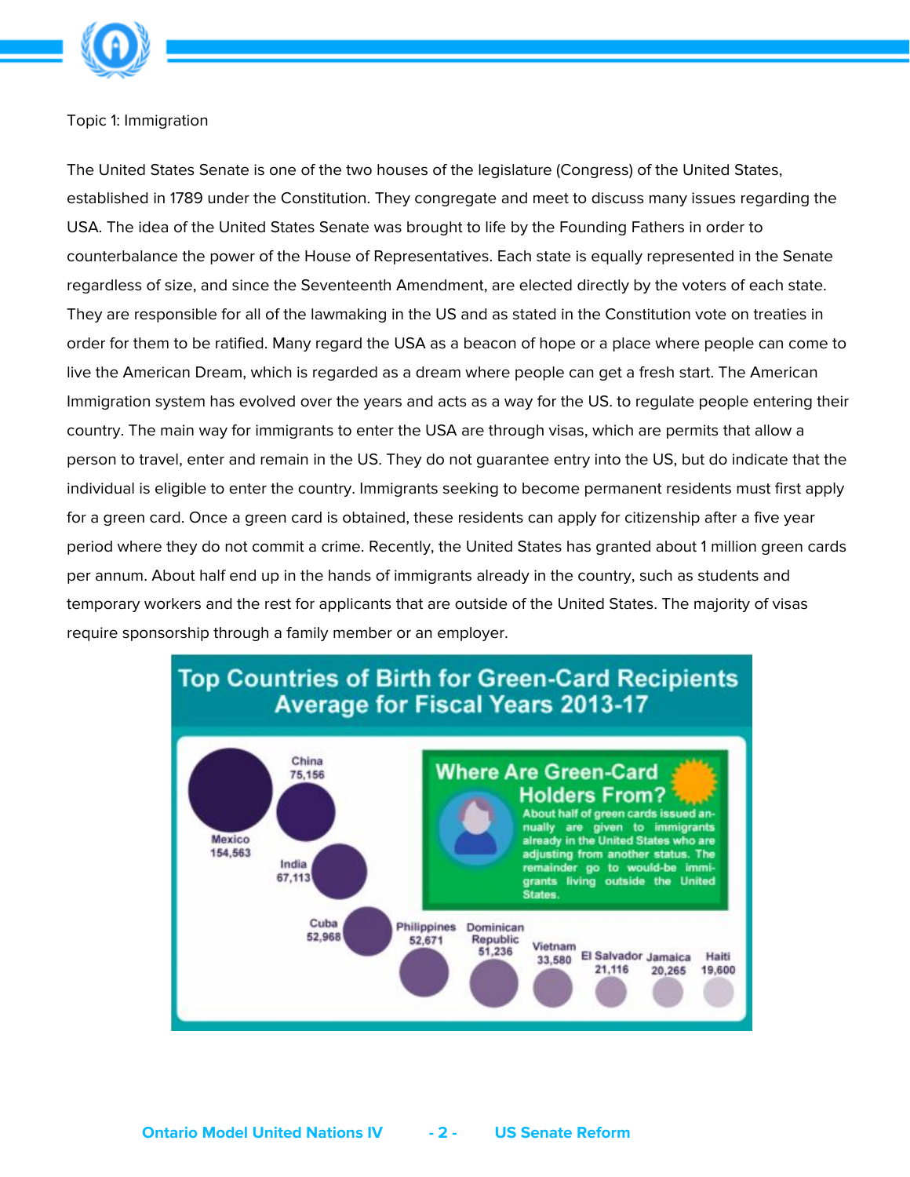Topic 1: Immigration

The United States Senate is one of the two houses of the legislature (Congress) of the United States, established in 1789 under the Constitution. They congregate and meet to discuss many issues regarding the USA. The idea of the United States Senate was brought to life by the Founding Fathers in order to counterbalance the power of the House of Representatives. Each state is equally represented in the Senate regardless of size, and since the Seventeenth Amendment, are elected directly by the voters of each state. They are responsible for all of the lawmaking in the US and as stated in the Constitution vote on treaties in order for them to be ratified. Many regard the USA as a beacon of hope or a place where people can come to live the American Dream, which is regarded as a dream where people can get a fresh start. The American Immigration system has evolved over the years and acts as a way for the US. to regulate people entering their country. The main way for immigrants to enter the USA are through visas, which are permits that allow a person to travel, enter and remain in the US. They do not guarantee entry into the US, but do indicate that the individual is eligible to enter the country. Immigrants seeking to become permanent residents must first apply for a green card. Once a green card is obtained, these residents can apply for citizenship after a five year period where they do not commit a crime. Recently, the United States has granted about 1 million green cards per annum. About half end up in the hands of immigrants already in the country, such as students and temporary workers and the rest for applicants that are outside of the United States. The majority of visas require sponsorship through a family member or an employer.

**Top Countries of Birth for Green-Card Recipients Average for Fiscal Years 2013-17**

| Country | Average |
| --- | --- |
| Mexico | 154,563 |
| China | 75,156 |
| India | 67,113 |
| Cuba | 52,968 |
| Philippines | 52,671 |
| Dominican Republic | 51,236 |
| Vietnam | 33,580 |
| El Salvador | 21,116 |
| Jamaica | 20,265 |
| Haiti | 19,600 |

**Where Are Green-Card Holders From?**

About half of green cards issued annually are given to immigrants already in the United States who are adjusting from another status. The remainder go to would-be immigrants living outside the United States.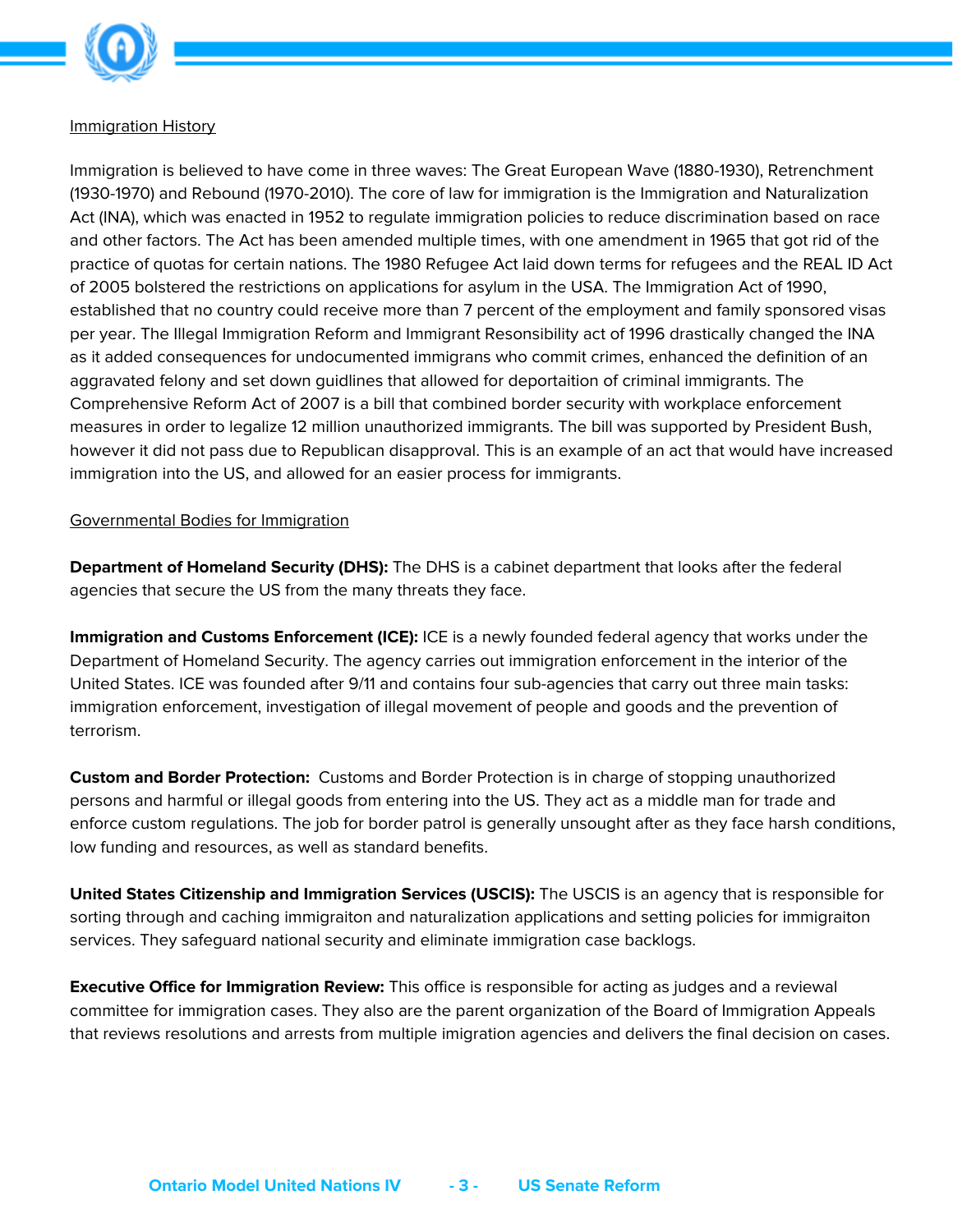## Immigration History

Immigration is believed to have come in three waves: The Great European Wave (1880-1930), Retrenchment (1930-1970) and Rebound (1970-2010). The core of law for immigration is the Immigration and Naturalization Act (INA), which was enacted in 1952 to regulate immigration policies to reduce discrimination based on race and other factors. The Act has been amended multiple times, with one amendment in 1965 that got rid of the practice of quotas for certain nations. The 1980 Refugee Act laid down terms for refugees and the REAL ID Act of 2005 bolstered the restrictions on applications for asylum in the USA. The Immigration Act of 1990, established that no country could receive more than 7 percent of the employment and family sponsored visas per year. The Illegal Immigration Reform and Immigrant Resonsibility act of 1996 drastically changed the INA as it added consequences for undocumented immigrans who commit crimes, enhanced the definition of an aggravated felony and set down guidlines that allowed for deportaition of criminal immigrants. The Comprehensive Reform Act of 2007 is a bill that combined border security with workplace enforcement measures in order to legalize 12 million unauthorized immigrants. The bill was supported by President Bush, however it did not pass due to Republican disapproval. This is an example of an act that would have increased immigration into the US, and allowed for an easier process for immigrants.

## Governmental Bodies for Immigration

**Department of Homeland Security (DHS):** The DHS is a cabinet department that looks after the federal agencies that secure the US from the many threats they face.

**Immigration and Customs Enforcement (ICE):** ICE is a newly founded federal agency that works under the Department of Homeland Security. The agency carries out immigration enforcement in the interior of the United States. ICE was founded after 9/11 and contains four sub-agencies that carry out three main tasks: immigration enforcement, investigation of illegal movement of people and goods and the prevention of terrorism.

**Custom and Border Protection:** Customs and Border Protection is in charge of stopping unauthorized persons and harmful or illegal goods from entering into the US. They act as a middle man for trade and enforce custom regulations. The job for border patrol is generally unsought after as they face harsh conditions, low funding and resources, as well as standard benefits.

**United States Citizenship and Immigration Services (USCIS):** The USCIS is an agency that is responsible for sorting through and caching immigraiton and naturalization applications and setting policies for immigraiton services. They safeguard national security and eliminate immigration case backlogs.

**Executive Office for Immigration Review:** This office is responsible for acting as judges and a reviewal committee for immigration cases. They also are the parent organization of the Board of Immigration Appeals that reviews resolutions and arrests from multiple imigration agencies and delivers the final decision on cases.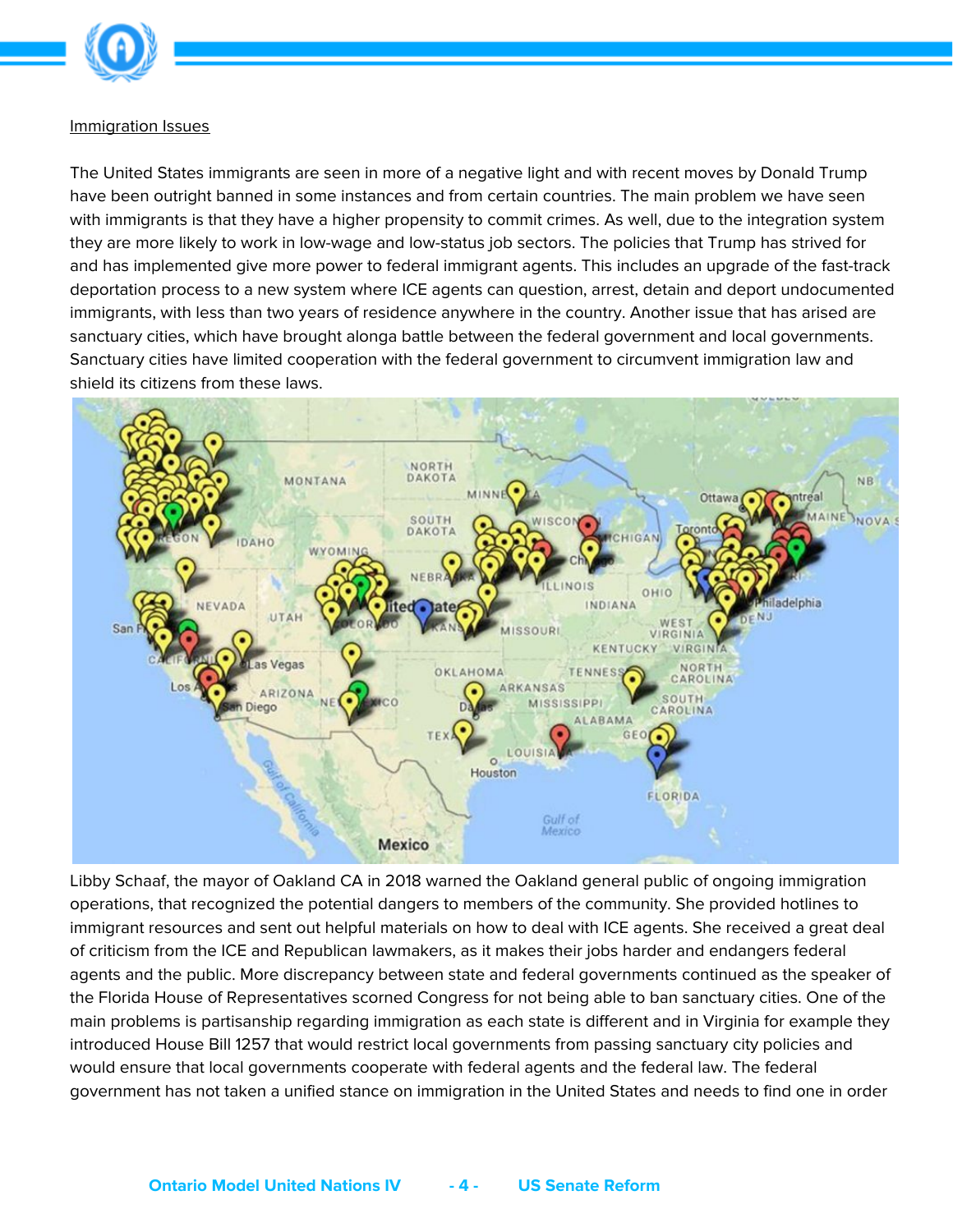Immigration Issues

The United States immigrants are seen in more of a negative light and with recent moves by Donald Trump have been outright banned in some instances and from certain countries. The main problem we have seen with immigrants is that they have a higher propensity to commit crimes. As well, due to the integration system they are more likely to work in low-wage and low-status job sectors. The policies that Trump has strived for and has implemented give more power to federal immigrant agents. This includes an upgrade of the fast-track deportation process to a new system where ICE agents can question, arrest, detain and deport undocumented immigrants, with less than two years of residence anywhere in the country. Another issue that has arised are sanctuary cities, which have brought alonga battle between the federal government and local governments. Sanctuary cities have limited cooperation with the federal government to circumvent immigration law and shield its citizens from these laws.

Libby Schaaf, the mayor of Oakland CA in 2018 warned the Oakland general public of ongoing immigration operations, that recognized the potential dangers to members of the community. She provided hotlines to immigrant resources and sent out helpful materials on how to deal with ICE agents. She received a great deal of criticism from the ICE and Republican lawmakers, as it makes their jobs harder and endangers federal agents and the public. More discrepancy between state and federal governments continued as the speaker of the Florida House of Representatives scorned Congress for not being able to ban sanctuary cities. One of the main problems is partisanship regarding immigration as each state is different and in Virginia for example they introduced House Bill 1257 that would restrict local governments from passing sanctuary city policies and would ensure that local governments cooperate with federal agents and the federal law. The federal government has not taken a unified stance on immigration in the United States and needs to find one in order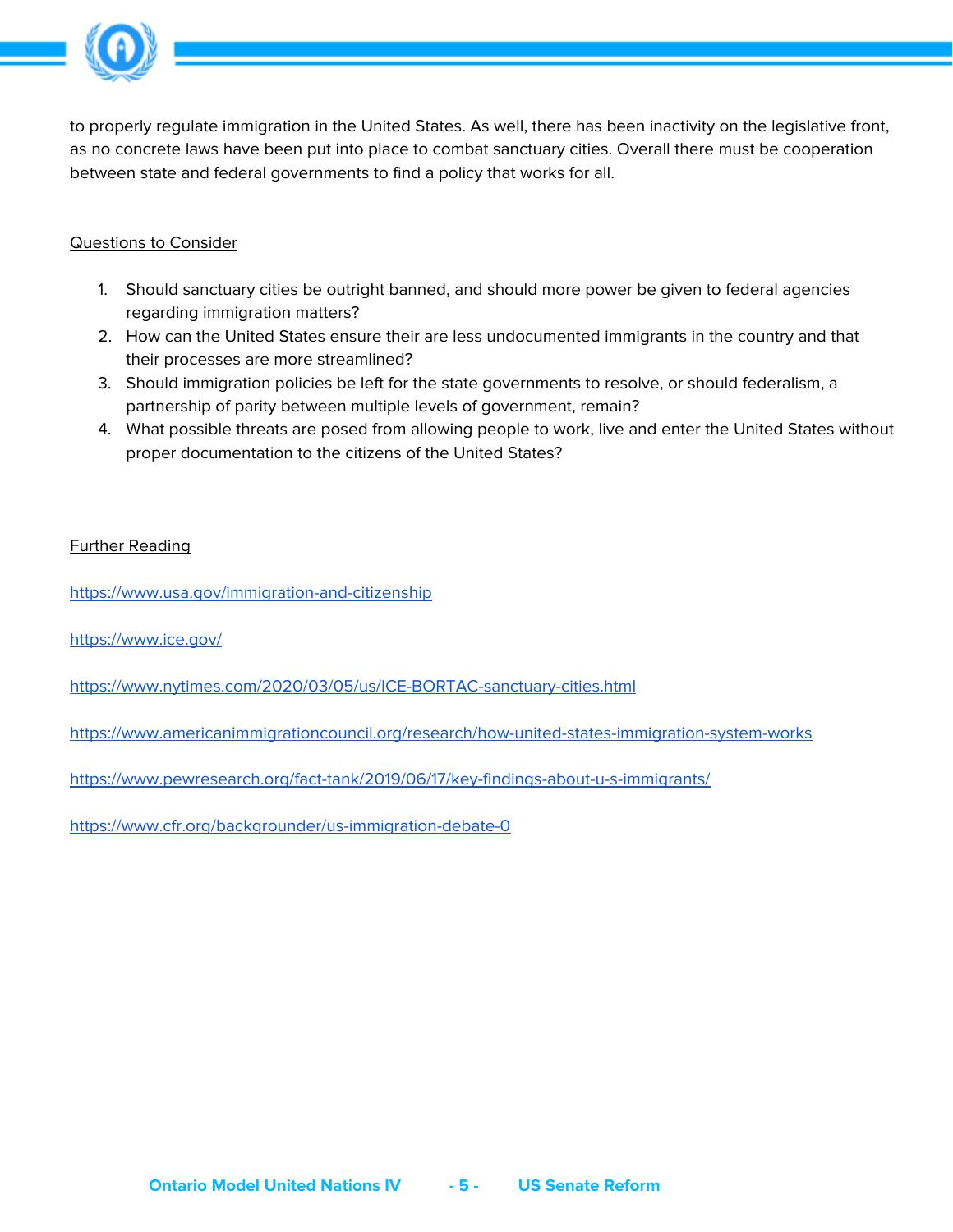to properly regulate immigration in the United States. As well, there has been inactivity on the legislative front, as no concrete laws have been put into place to combat sanctuary cities. Overall there must be cooperation between state and federal governments to find a policy that works for all.

Questions to Consider

1. Should sanctuary cities be outright banned, and should more power be given to federal agencies regarding immigration matters?
2. How can the United States ensure their are less undocumented immigrants in the country and that their processes are more streamlined?
3. Should immigration policies be left for the state governments to resolve, or should federalism, a partnership of parity between multiple levels of government, remain?
4. What possible threats are posed from allowing people to work, live and enter the United States without proper documentation to the citizens of the United States?

Further Reading

https://www.usa.gov/immigration-and-citizenship

https://www.ice.gov/

https://www.nytimes.com/2020/03/05/us/ICE-BORTAC-sanctuary-cities.html

https://www.americanimmigrationcouncil.org/research/how-united-states-immigration-system-works

https://www.pewresearch.org/fact-tank/2019/06/17/key-findings-about-u-s-immigrants/

https://www.cfr.org/backgrounder/us-immigration-debate-0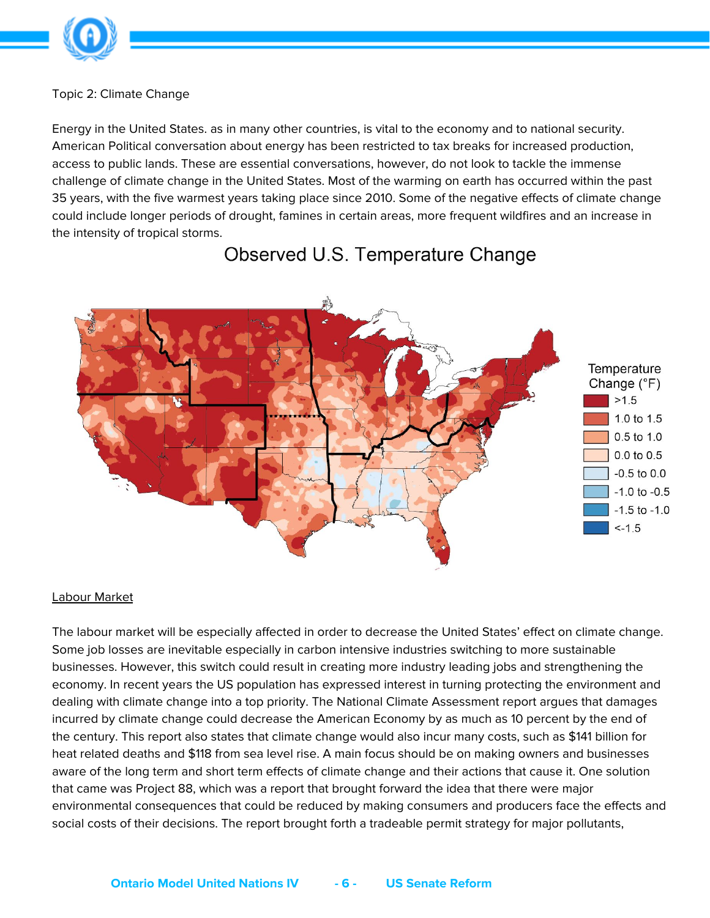Topic 2: Climate Change

Energy in the United States. as in many other countries, is vital to the economy and to national security. American Political conversation about energy has been restricted to tax breaks for increased production, access to public lands. These are essential conversations, however, do not look to tackle the immense challenge of climate change in the United States. Most of the warming on earth has occurred within the past 35 years, with the five warmest years taking place since 2010. Some of the negative effects of climate change could include longer periods of drought, famines in certain areas, more frequent wildfires and an increase in the intensity of tropical storms.

Observed U.S. Temperature Change

Temperature Change (°F)

- >1.5
- 1.0 to 1.5
- 0.5 to 1.0
- 0.0 to 0.5
- -0.5 to 0.0
- -1.0 to -0.5
- -1.5 to -1.0
- <-1.5

<u>Labour Market</u>

The labour market will be especially affected in order to decrease the United States' effect on climate change. Some job losses are inevitable especially in carbon intensive industries switching to more sustainable businesses. However, this switch could result in creating more industry leading jobs and strengthening the economy. In recent years the US population has expressed interest in turning protecting the environment and dealing with climate change into a top priority. The National Climate Assessment report argues that damages incurred by climate change could decrease the American Economy by as much as 10 percent by the end of the century. This report also states that climate change would also incur many costs, such as $141 billion for heat related deaths and $118 from sea level rise. A main focus should be on making owners and businesses aware of the long term and short term effects of climate change and their actions that cause it. One solution that came was Project 88, which was a report that brought forward the idea that there were major environmental consequences that could be reduced by making consumers and producers face the effects and social costs of their decisions. The report brought forth a tradeable permit strategy for major pollutants,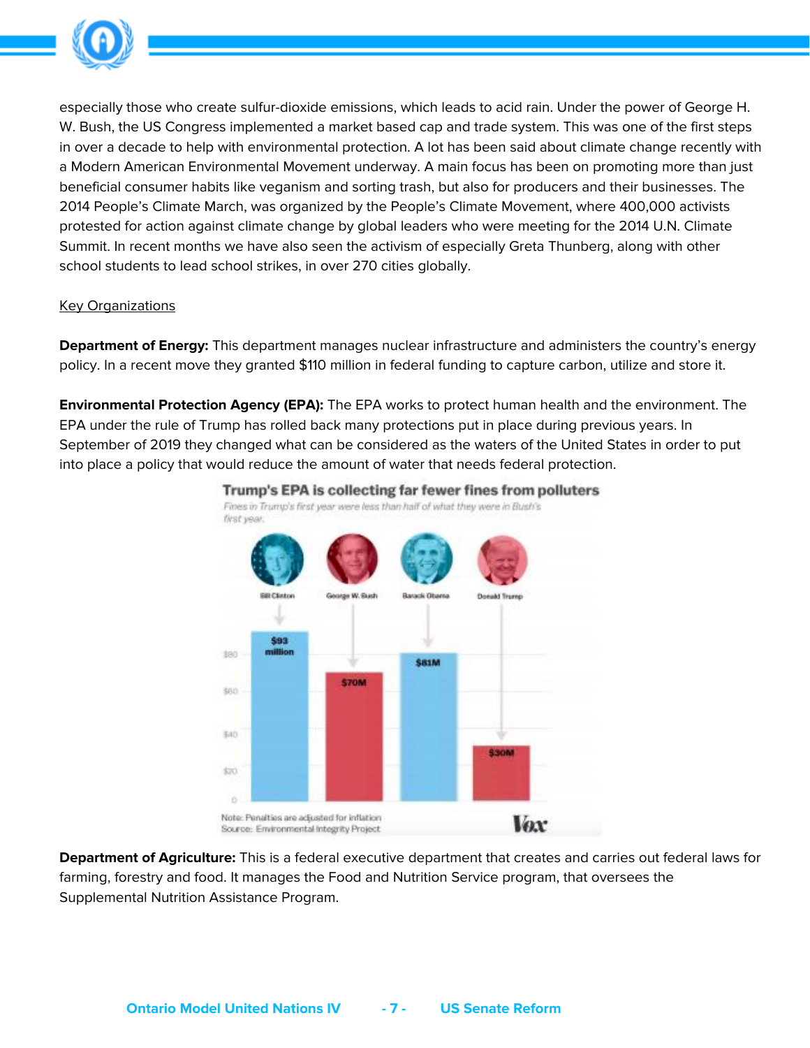especially those who create sulfur-dioxide emissions, which leads to acid rain. Under the power of George H. W. Bush, the US Congress implemented a market based cap and trade system. This was one of the first steps in over a decade to help with environmental protection. A lot has been said about climate change recently with a Modern American Environmental Movement underway. A main focus has been on promoting more than just beneficial consumer habits like veganism and sorting trash, but also for producers and their businesses. The 2014 People's Climate March, was organized by the People's Climate Movement, where 400,000 activists protested for action against climate change by global leaders who were meeting for the 2014 U.N. Climate Summit. In recent months we have also seen the activism of especially Greta Thunberg, along with other school students to lead school strikes, in over 270 cities globally.

Key Organizations

**Department of Energy:** This department manages nuclear infrastructure and administers the country's energy policy. In a recent move they granted $110 million in federal funding to capture carbon, utilize and store it.

**Environmental Protection Agency (EPA):** The EPA works to protect human health and the environment. The EPA under the rule of Trump has rolled back many protections put in place during previous years. In September of 2019 they changed what can be considered as the waters of the United States in order to put into place a policy that would reduce the amount of water that needs federal protection.

**Trump's EPA is collecting far fewer fines from polluters**

*Fines in Trump's first year were less than half of what they were in Bush's first year.*

| Bill Clinton | George W. Bush | Barack Obama | Donald Trump |
| --- | --- | --- | --- |
| $93 million | $70M | $81M | $30M |

Note: Penalties are adjusted for inflation
Source: Environmental Integrity Project

Vox

**Department of Agriculture:** This is a federal executive department that creates and carries out federal laws for farming, forestry and food. It manages the Food and Nutrition Service program, that oversees the Supplemental Nutrition Assistance Program.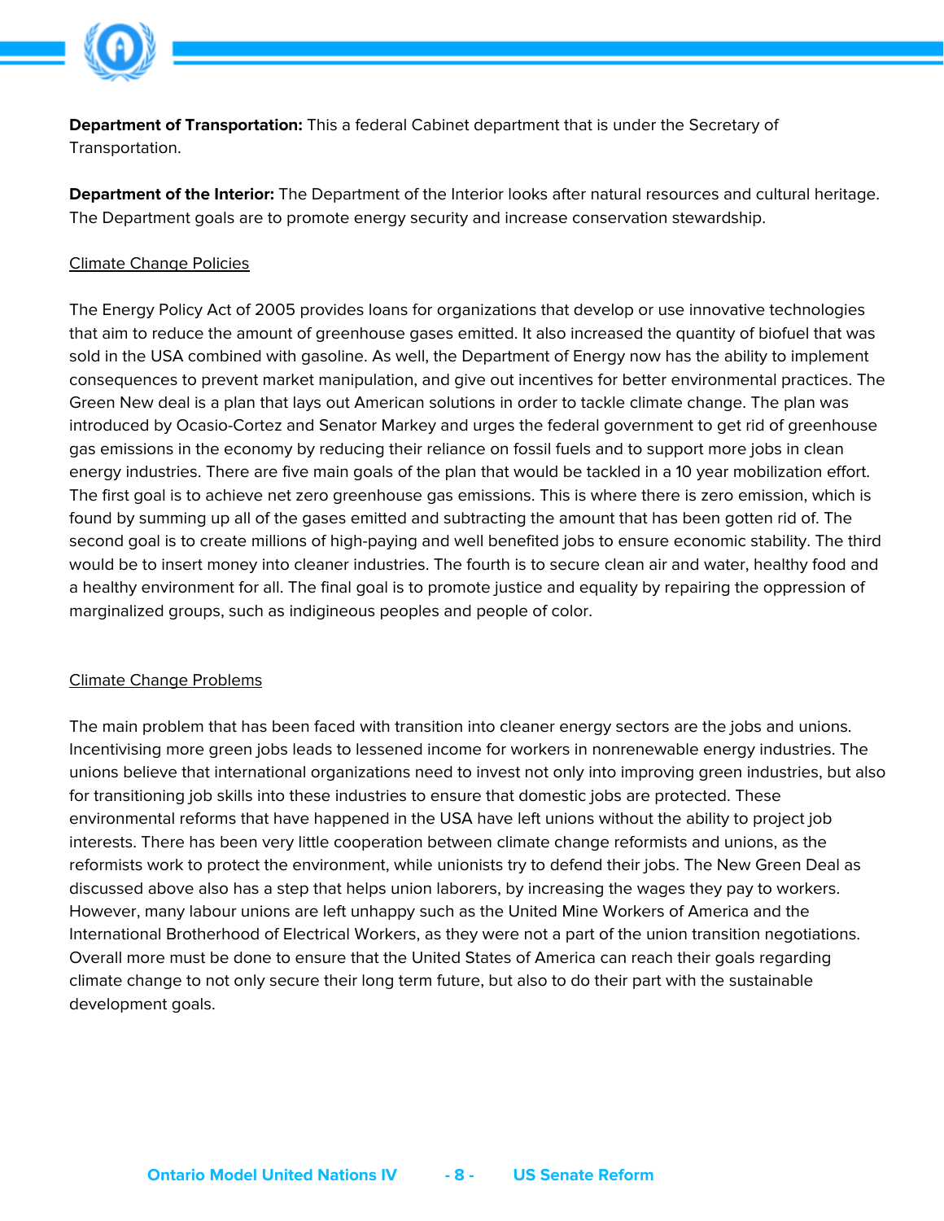**Department of Transportation:** This a federal Cabinet department that is under the Secretary of Transportation.

**Department of the Interior:** The Department of the Interior looks after natural resources and cultural heritage. The Department goals are to promote energy security and increase conservation stewardship.

<u>Climate Change Policies</u>

The Energy Policy Act of 2005 provides loans for organizations that develop or use innovative technologies that aim to reduce the amount of greenhouse gases emitted. It also increased the quantity of biofuel that was sold in the USA combined with gasoline. As well, the Department of Energy now has the ability to implement consequences to prevent market manipulation, and give out incentives for better environmental practices. The Green New deal is a plan that lays out American solutions in order to tackle climate change. The plan was introduced by Ocasio-Cortez and Senator Markey and urges the federal government to get rid of greenhouse gas emissions in the economy by reducing their reliance on fossil fuels and to support more jobs in clean energy industries. There are five main goals of the plan that would be tackled in a 10 year mobilization effort. The first goal is to achieve net zero greenhouse gas emissions. This is where there is zero emission, which is found by summing up all of the gases emitted and subtracting the amount that has been gotten rid of. The second goal is to create millions of high-paying and well benefited jobs to ensure economic stability. The third would be to insert money into cleaner industries. The fourth is to secure clean air and water, healthy food and a healthy environment for all. The final goal is to promote justice and equality by repairing the oppression of marginalized groups, such as indigineous peoples and people of color.

<u>Climate Change Problems</u>

The main problem that has been faced with transition into cleaner energy sectors are the jobs and unions. Incentivising more green jobs leads to lessened income for workers in nonrenewable energy industries. The unions believe that international organizations need to invest not only into improving green industries, but also for transitioning job skills into these industries to ensure that domestic jobs are protected. These environmental reforms that have happened in the USA have left unions without the ability to project job interests. There has been very little cooperation between climate change reformists and unions, as the reformists work to protect the environment, while unionists try to defend their jobs. The New Green Deal as discussed above also has a step that helps union laborers, by increasing the wages they pay to workers. However, many labour unions are left unhappy such as the United Mine Workers of America and the International Brotherhood of Electrical Workers, as they were not a part of the union transition negotiations. Overall more must be done to ensure that the United States of America can reach their goals regarding climate change to not only secure their long term future, but also to do their part with the sustainable development goals.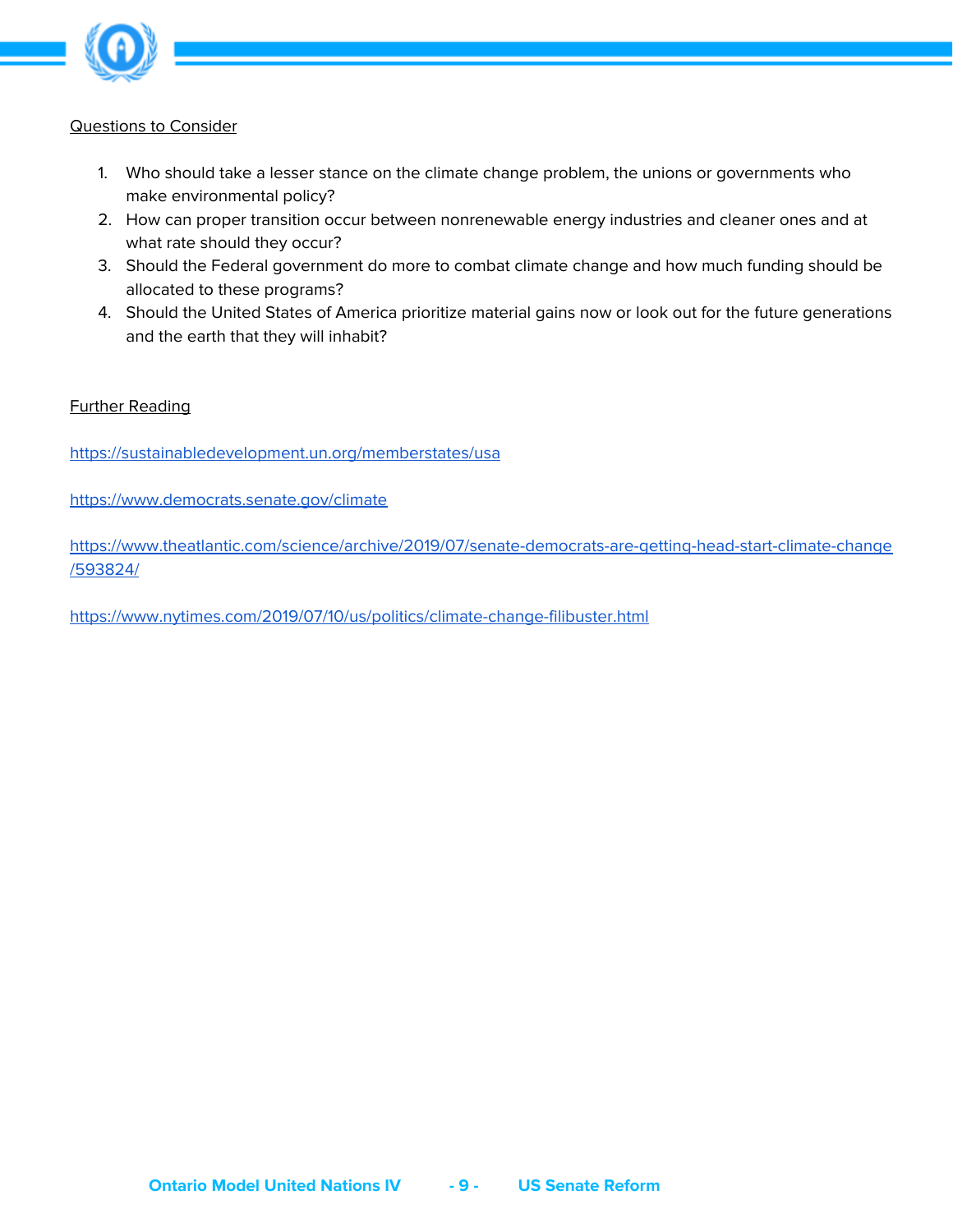Questions to Consider

1. Who should take a lesser stance on the climate change problem, the unions or governments who make environmental policy?
2. How can proper transition occur between nonrenewable energy industries and cleaner ones and at what rate should they occur?
3. Should the Federal government do more to combat climate change and how much funding should be allocated to these programs?
4. Should the United States of America prioritize material gains now or look out for the future generations and the earth that they will inhabit?

Further Reading

https://sustainabledevelopment.un.org/memberstates/usa

https://www.democrats.senate.gov/climate

https://www.theatlantic.com/science/archive/2019/07/senate-democrats-are-getting-head-start-climate-change/593824/

https://www.nytimes.com/2019/07/10/us/politics/climate-change-filibuster.html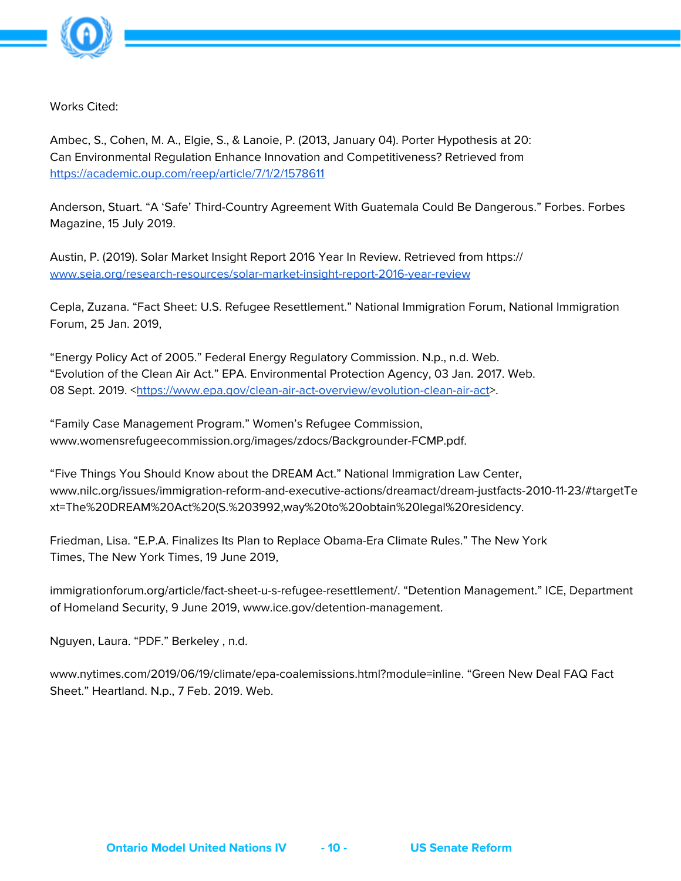Works Cited:

Ambec, S., Cohen, M. A., Elgie, S., & Lanoie, P. (2013, January 04). Porter Hypothesis at 20: Can Environmental Regulation Enhance Innovation and Competitiveness? Retrieved from https://academic.oup.com/reep/article/7/1/2/1578611

Anderson, Stuart. "A 'Safe' Third-Country Agreement With Guatemala Could Be Dangerous." Forbes. Forbes Magazine, 15 July 2019.

Austin, P. (2019). Solar Market Insight Report 2016 Year In Review. Retrieved from https:// www.seia.org/research-resources/solar-market-insight-report-2016-year-review

Cepla, Zuzana. "Fact Sheet: U.S. Refugee Resettlement." National Immigration Forum, National Immigration Forum, 25 Jan. 2019,

"Energy Policy Act of 2005." Federal Energy Regulatory Commission. N.p., n.d. Web.
"Evolution of the Clean Air Act." EPA. Environmental Protection Agency, 03 Jan. 2017. Web. 08 Sept. 2019. <https://www.epa.gov/clean-air-act-overview/evolution-clean-air-act>.

"Family Case Management Program." Women's Refugee Commission, www.womensrefugeecommission.org/images/zdocs/Backgrounder-FCMP.pdf.

"Five Things You Should Know about the DREAM Act." National Immigration Law Center, www.nilc.org/issues/immigration-reform-and-executive-actions/dreamact/dream-justfacts-2010-11-23/#targetText=The%20DREAM%20Act%20(S.%203992,way%20to%20obtain%20legal%20residency.

Friedman, Lisa. "E.P.A. Finalizes Its Plan to Replace Obama-Era Climate Rules." The New York Times, The New York Times, 19 June 2019,

immigrationforum.org/article/fact-sheet-u-s-refugee-resettlement/. "Detention Management." ICE, Department of Homeland Security, 9 June 2019, www.ice.gov/detention-management.

Nguyen, Laura. "PDF." Berkeley , n.d.

www.nytimes.com/2019/06/19/climate/epa-coalemissions.html?module=inline. "Green New Deal FAQ Fact Sheet." Heartland. N.p., 7 Feb. 2019. Web.